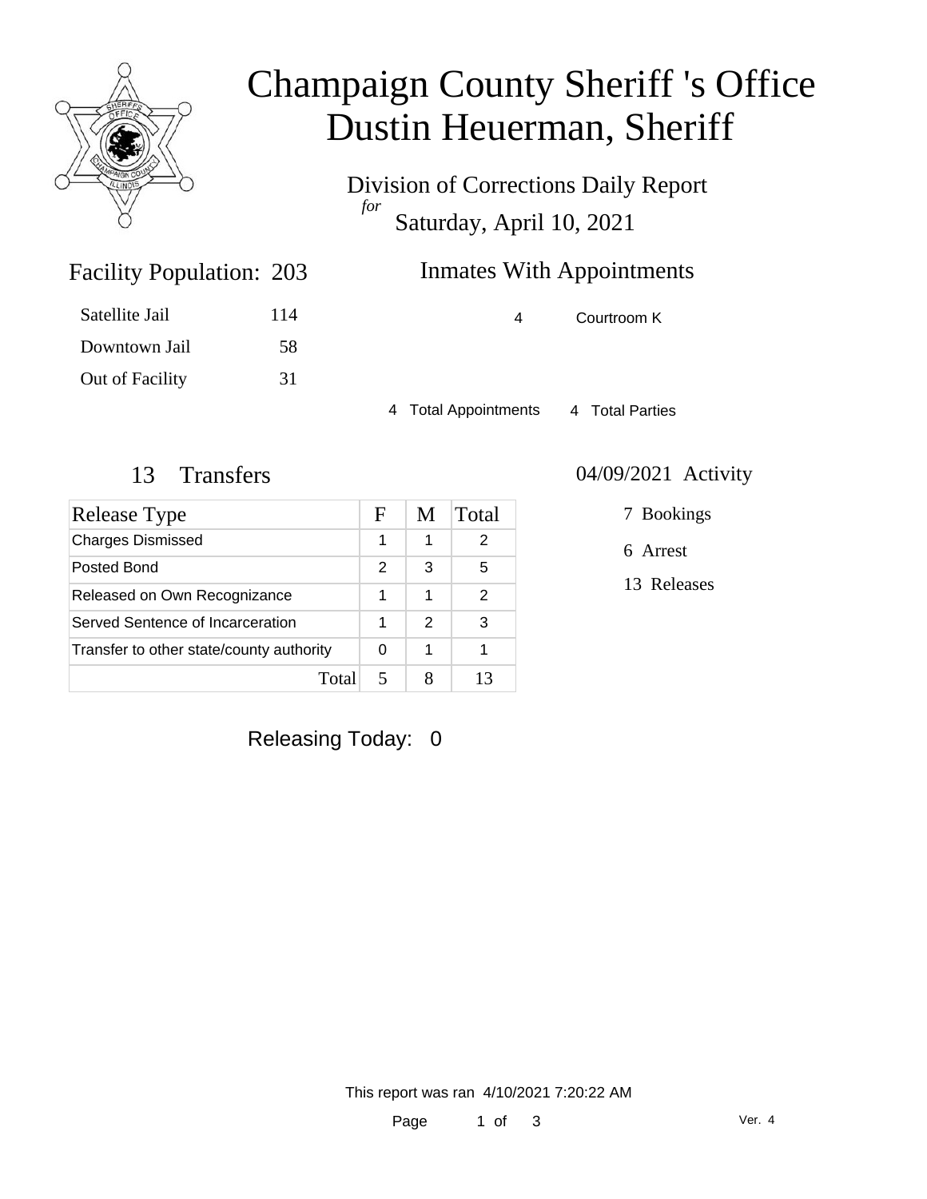# Champaign County Sheriff 's Office
# Dustin Heuerman, Sheriff

Division of Corrections Daily Report
*for*
Saturday, April 10, 2021

## Facility Population: 203

| | |
|---|---|
| Satellite Jail | 114 |
| Downtown Jail | 58 |
| Out of Facility | 31 |

## Inmates With Appointments

| | |
|---|---|
| 4 | Courtroom K |

4 Total Appointments    4 Total Parties

## 13 Transfers

| Release Type | F | M | Total |
|---|---|---|---|
| Charges Dismissed | 1 | 1 | 2 |
| Posted Bond | 2 | 3 | 5 |
| Released on Own Recognizance | 1 | 1 | 2 |
| Served Sentence of Incarceration | 1 | 2 | 3 |
| Transfer to other state/county authority | 0 | 1 | 1 |
| Total | 5 | 8 | 13 |

## 04/09/2021 Activity

7 Bookings

6 Arrest

13 Releases

Releasing Today: 0

This report was ran 4/10/2021 7:20:22 AM

Ver. 4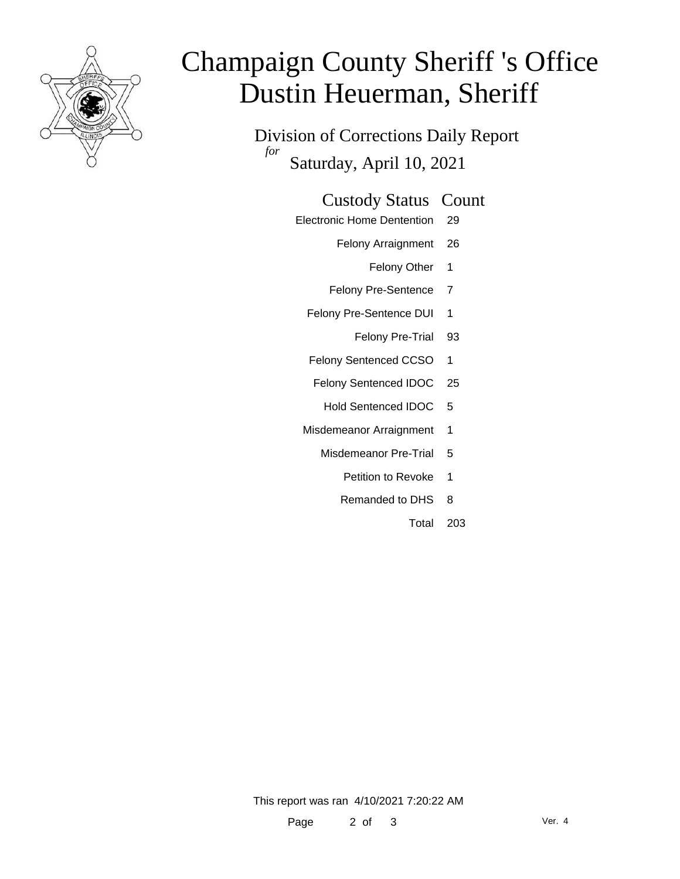# Champaign County Sheriff 's Office
# Dustin Heuerman, Sheriff

## Division of Corrections Daily Report

*for* Saturday, April 10, 2021

| Custody Status | Count |
| --- | --- |
| Electronic Home Dentention | 29 |
| Felony Arraignment | 26 |
| Felony Other | 1 |
| Felony Pre-Sentence | 7 |
| Felony Pre-Sentence DUI | 1 |
| Felony Pre-Trial | 93 |
| Felony Sentenced CCSO | 1 |
| Felony Sentenced IDOC | 25 |
| Hold Sentenced IDOC | 5 |
| Misdemeanor Arraignment | 1 |
| Misdemeanor Pre-Trial | 5 |
| Petition to Revoke | 1 |
| Remanded to DHS | 8 |
| Total | 203 |

This report was ran 4/10/2021 7:20:22 AM

Ver. 4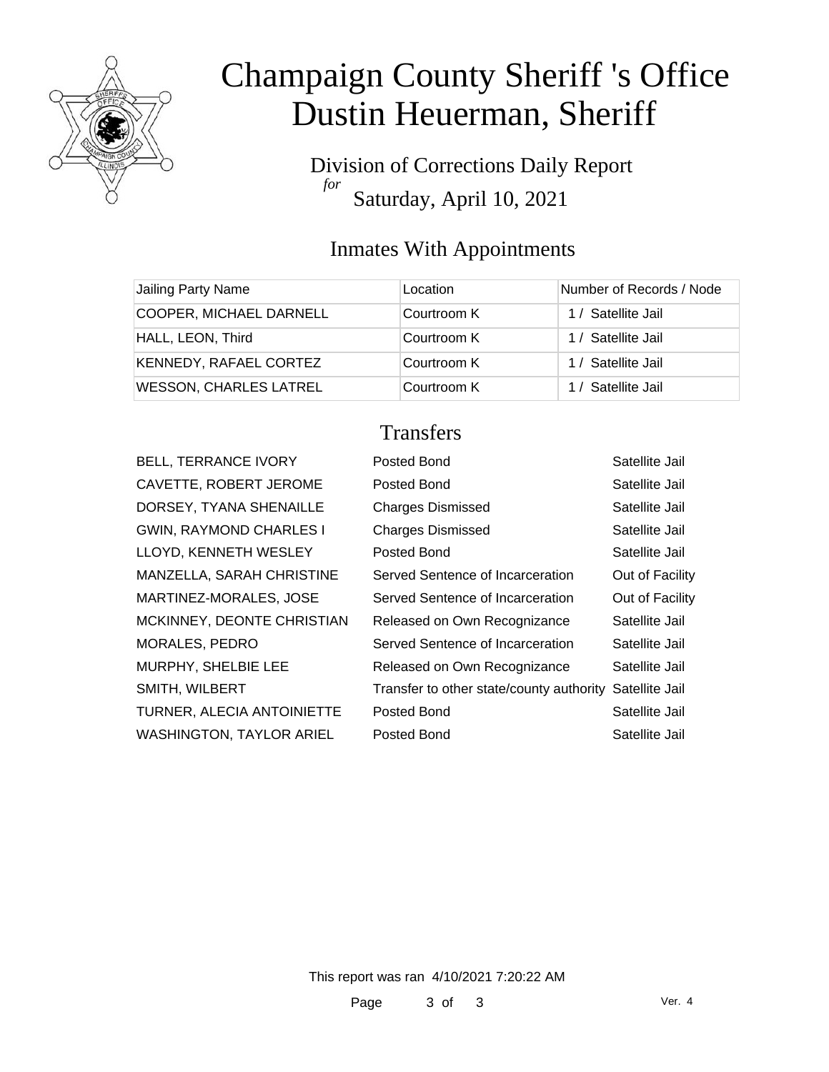# Champaign County Sheriff 's Office
# Dustin Heuerman, Sheriff

Division of Corrections Daily Report

*for*

Saturday, April 10, 2021

## Inmates With Appointments

| Jailing Party Name | Location | Number of Records / Node |
|---|---|---|
| COOPER, MICHAEL DARNELL | Courtroom K | 1 / Satellite Jail |
| HALL, LEON, Third | Courtroom K | 1 / Satellite Jail |
| KENNEDY, RAFAEL CORTEZ | Courtroom K | 1 / Satellite Jail |
| WESSON, CHARLES LATREL | Courtroom K | 1 / Satellite Jail |

## Transfers

| | | |
|---|---|---|
| BELL, TERRANCE IVORY | Posted Bond | Satellite Jail |
| CAVETTE, ROBERT JEROME | Posted Bond | Satellite Jail |
| DORSEY, TYANA SHENAILLE | Charges Dismissed | Satellite Jail |
| GWIN, RAYMOND CHARLES I | Charges Dismissed | Satellite Jail |
| LLOYD, KENNETH WESLEY | Posted Bond | Satellite Jail |
| MANZELLA, SARAH CHRISTINE | Served Sentence of Incarceration | Out of Facility |
| MARTINEZ-MORALES, JOSE | Served Sentence of Incarceration | Out of Facility |
| MCKINNEY, DEONTE CHRISTIAN | Released on Own Recognizance | Satellite Jail |
| MORALES, PEDRO | Served Sentence of Incarceration | Satellite Jail |
| MURPHY, SHELBIE LEE | Released on Own Recognizance | Satellite Jail |
| SMITH, WILBERT | Transfer to other state/county authority | Satellite Jail |
| TURNER, ALECIA ANTOINIETTE | Posted Bond | Satellite Jail |
| WASHINGTON, TAYLOR ARIEL | Posted Bond | Satellite Jail |

This report was ran 4/10/2021 7:20:22 AM

Ver. 4